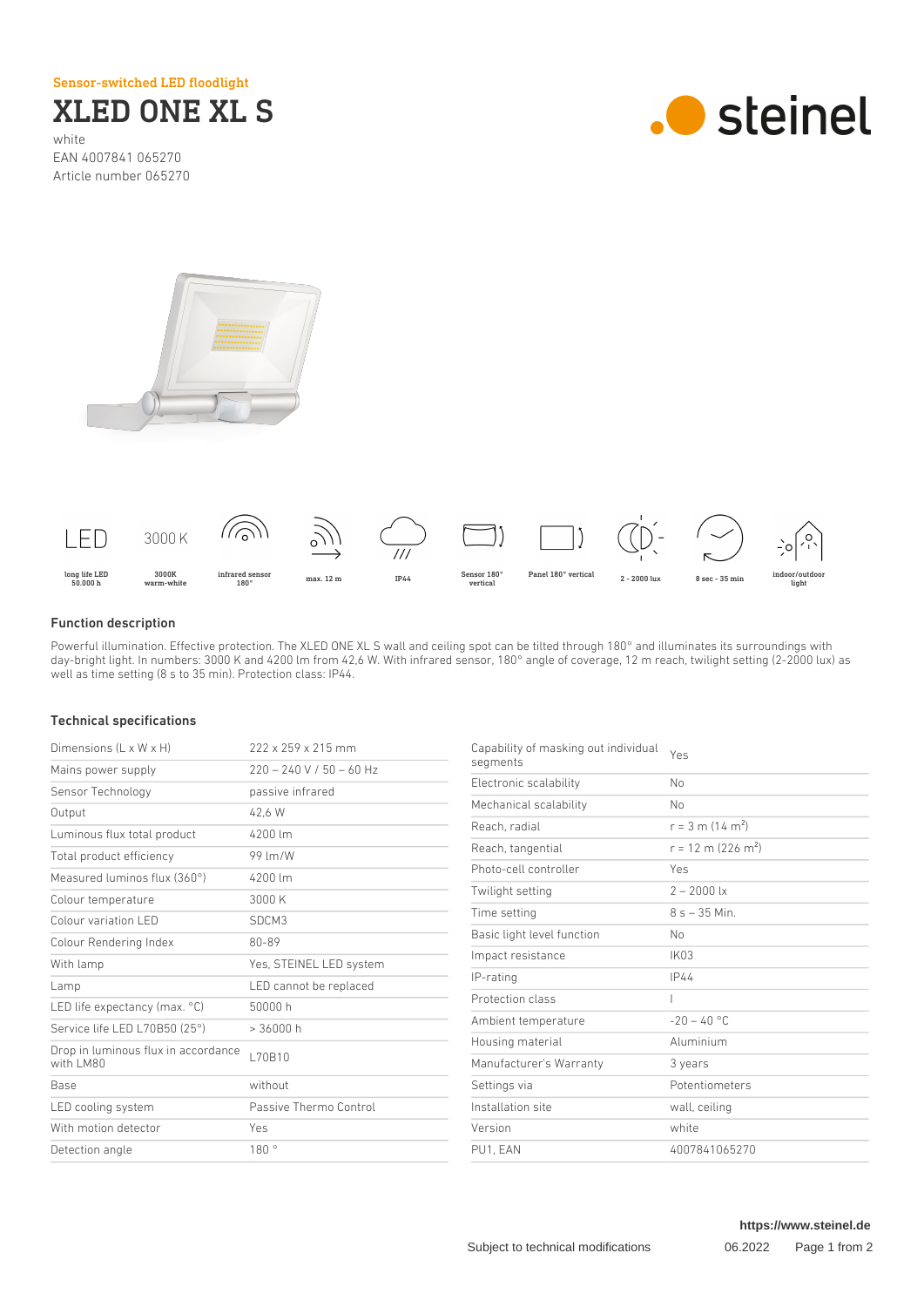Sensor-switched LED floodlight

# XLED ONE XL S

white
EAN 4007841 065270
Article number 065270

steinel

| LED | 3000 K | | | | | | | | |
|---|---|---|---|---|---|---|---|---|---|
| long life LED 50.000 h | 3000K warm-white | infrared sensor 180° | max. 12 m | IP44 | Sensor 180° vertical | Panel 180° vertical | 2 - 2000 lux | 8 sec - 35 min | indoor/outdoor light |

## Function description

Powerful illumination. Effective protection. The XLED ONE XL S wall and ceiling spot can be tilted through 180° and illuminates its surroundings with day-bright light. In numbers: 3000 K and 4200 lm from 42,6 W. With infrared sensor, 180° angle of coverage, 12 m reach, twilight setting (2-2000 lux) as well as time setting (8 s to 35 min). Protection class: IP44.

## Technical specifications

| | |
|---|---|
| Dimensions (L x W x H) | 222 x 259 x 215 mm |
| Mains power supply | 220 – 240 V / 50 – 60 Hz |
| Sensor Technology | passive infrared |
| Output | 42,6 W |
| Luminous flux total product | 4200 lm |
| Total product efficiency | 99 lm/W |
| Measured luminos flux (360°) | 4200 lm |
| Colour temperature | 3000 K |
| Colour variation LED | SDCM3 |
| Colour Rendering Index | 80-89 |
| With lamp | Yes, STEINEL LED system |
| Lamp | LED cannot be replaced |
| LED life expectancy (max. °C) | 50000 h |
| Service life LED L70B50 (25°) | > 36000 h |
| Drop in luminous flux in accordance with LM80 | L70B10 |
| Base | without |
| LED cooling system | Passive Thermo Control |
| With motion detector | Yes |
| Detection angle | 180 ° |
| Capability of masking out individual segments | Yes |
| Electronic scalability | No |
| Mechanical scalability | No |
| Reach, radial | r = 3 m (14 m²) |
| Reach, tangential | r = 12 m (226 m²) |
| Photo-cell controller | Yes |
| Twilight setting | 2 – 2000 lx |
| Time setting | 8 s – 35 Min. |
| Basic light level function | No |
| Impact resistance | IK03 |
| IP-rating | IP44 |
| Protection class | I |
| Ambient temperature | -20 – 40 °C |
| Housing material | Aluminium |
| Manufacturer's Warranty | 3 years |
| Settings via | Potentiometers |
| Installation site | wall, ceiling |
| Version | white |
| PU1, EAN | 4007841065270 |

https://www.steinel.de

Subject to technical modifications 06.2022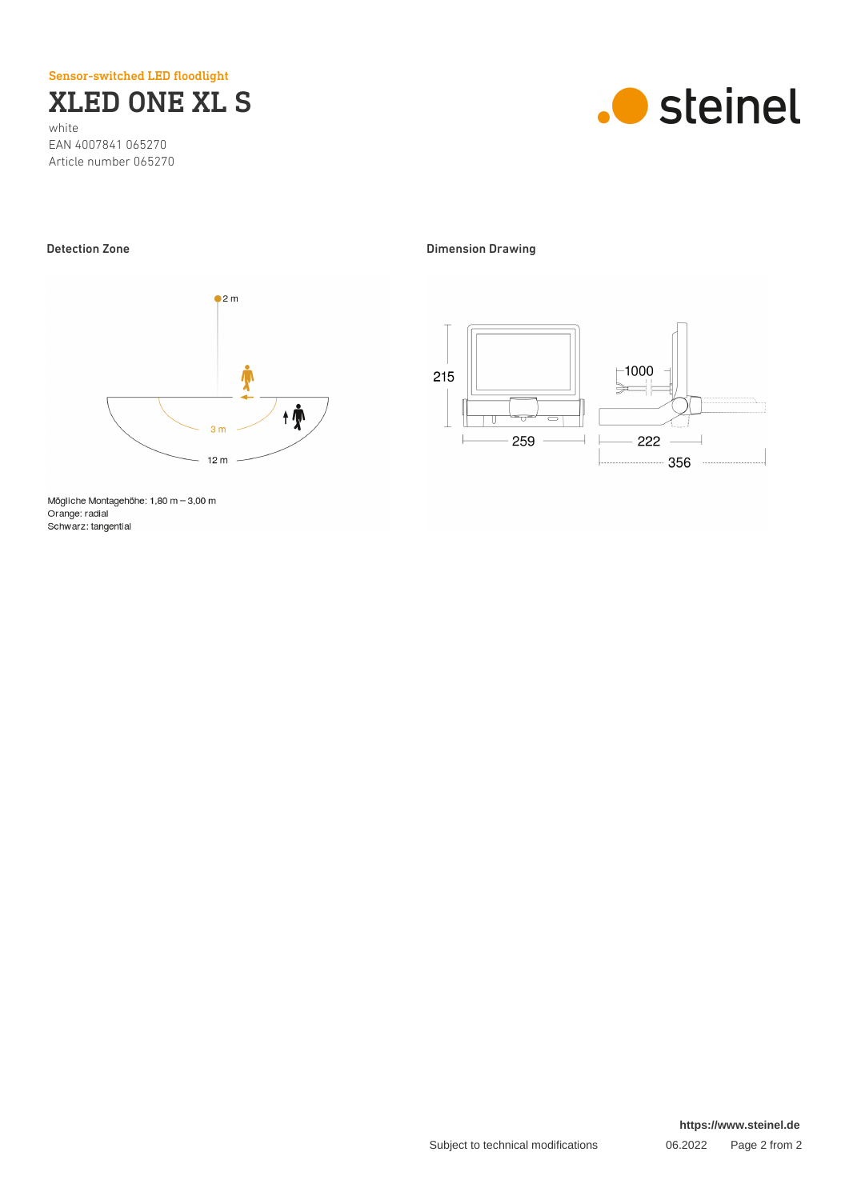Sensor-switched LED floodlight

# XLED ONE XL S

white
EAN 4007841 065270
Article number 065270

steinel

## Detection Zone

2 m
3 m
12 m

Mögliche Montagehöhe: 1,80 m – 3,00 m
Orange: radial
Schwarz: tangential

## Dimension Drawing

215
259
1000
222
356

https://www.steinel.de

Subject to technical modifications

06.2022